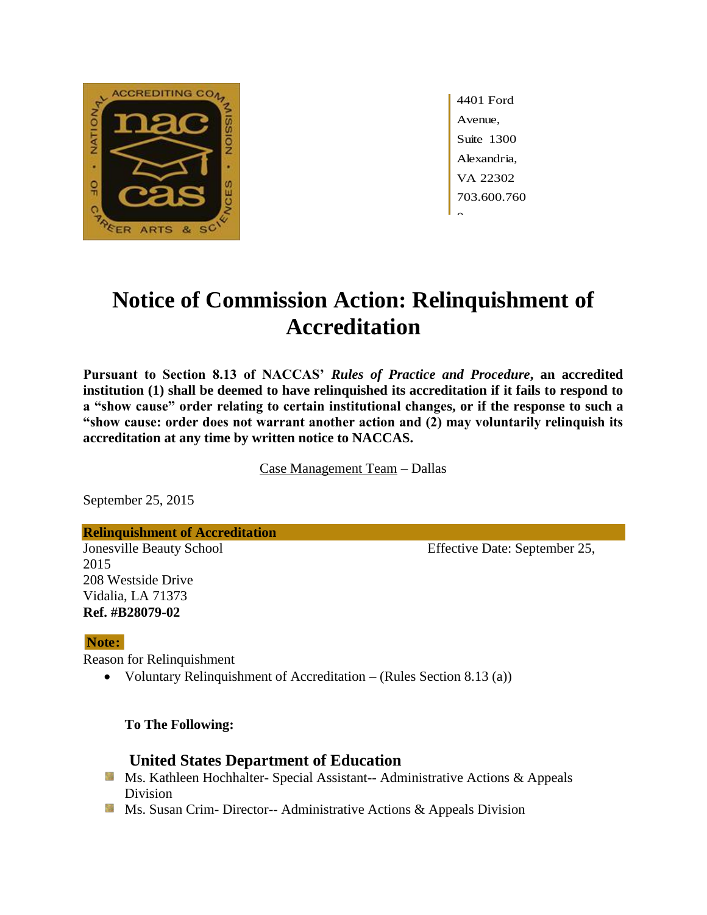4401 Ford Avenue,
Suite 1300
Alexandria, VA 22302
703.600.7600

# Notice of Commission Action: Relinquishment of Accreditation

**Pursuant to Section 8.13 of NACCAS' *Rules of Practice and Procedure*, an accredited institution (1) shall be deemed to have relinquished its accreditation if it fails to respond to a "show cause" order relating to certain institutional changes, or if the response to such a "show cause: order does not warrant another action and (2) may voluntarily relinquish its accreditation at any time by written notice to NACCAS.**

Case Management Team – Dallas

September 25, 2015

**Relinquishment of Accreditation**

Jonesville Beauty School
208 Westside Drive
Vidalia, LA 71373
**Ref. #B28079-02**

Effective Date: September 25, 2015

**Note:**

Reason for Relinquishment

- Voluntary Relinquishment of Accreditation – (Rules Section 8.13 (a))

**To The Following:**

### United States Department of Education

- Ms. Kathleen Hochhalter- Special Assistant-- Administrative Actions & Appeals Division
- Ms. Susan Crim- Director-- Administrative Actions & Appeals Division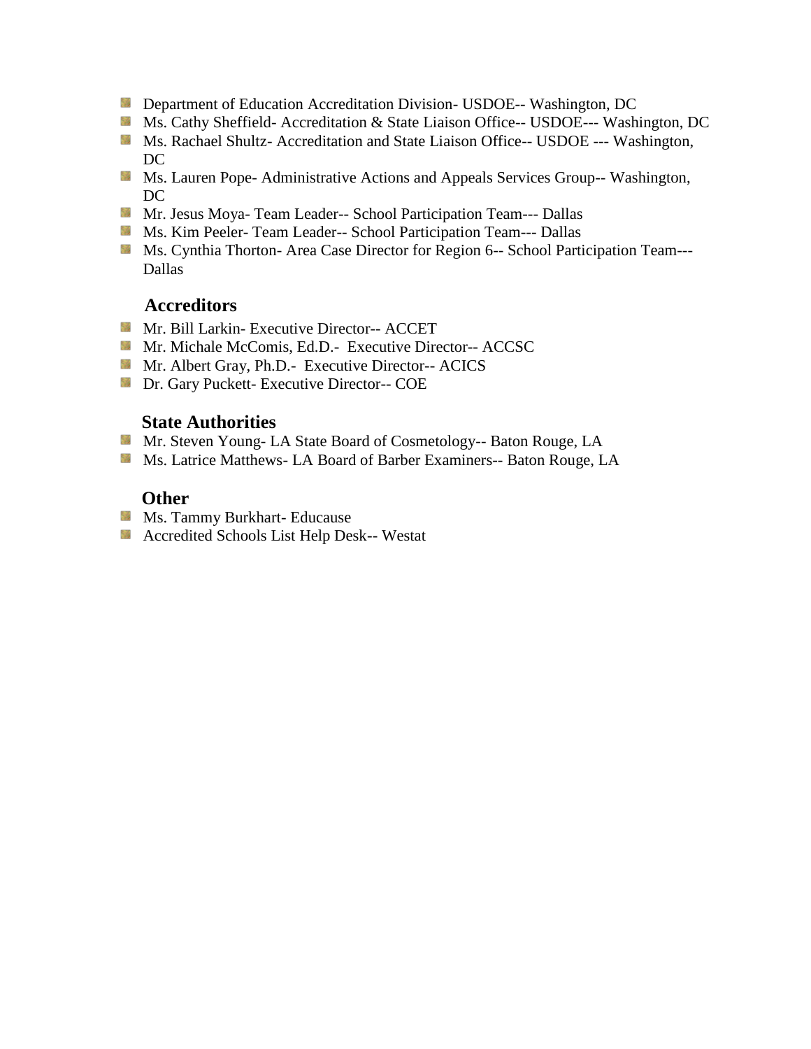- Department of Education Accreditation Division- USDOE-- Washington, DC
- Ms. Cathy Sheffield- Accreditation & State Liaison Office-- USDOE--- Washington, DC
- Ms. Rachael Shultz- Accreditation and State Liaison Office-- USDOE --- Washington, DC
- Ms. Lauren Pope- Administrative Actions and Appeals Services Group-- Washington, DC
- Mr. Jesus Moya- Team Leader-- School Participation Team--- Dallas
- Ms. Kim Peeler- Team Leader-- School Participation Team--- Dallas
- Ms. Cynthia Thorton- Area Case Director for Region 6-- School Participation Team--- Dallas

**Accreditors**

- Mr. Bill Larkin- Executive Director-- ACCET
- Mr. Michale McComis, Ed.D.- Executive Director-- ACCSC
- Mr. Albert Gray, Ph.D.- Executive Director-- ACICS
- Dr. Gary Puckett- Executive Director-- COE

**State Authorities**

- Mr. Steven Young- LA State Board of Cosmetology-- Baton Rouge, LA
- Ms. Latrice Matthews- LA Board of Barber Examiners-- Baton Rouge, LA

**Other**

- Ms. Tammy Burkhart- Educause
- Accredited Schools List Help Desk-- Westat